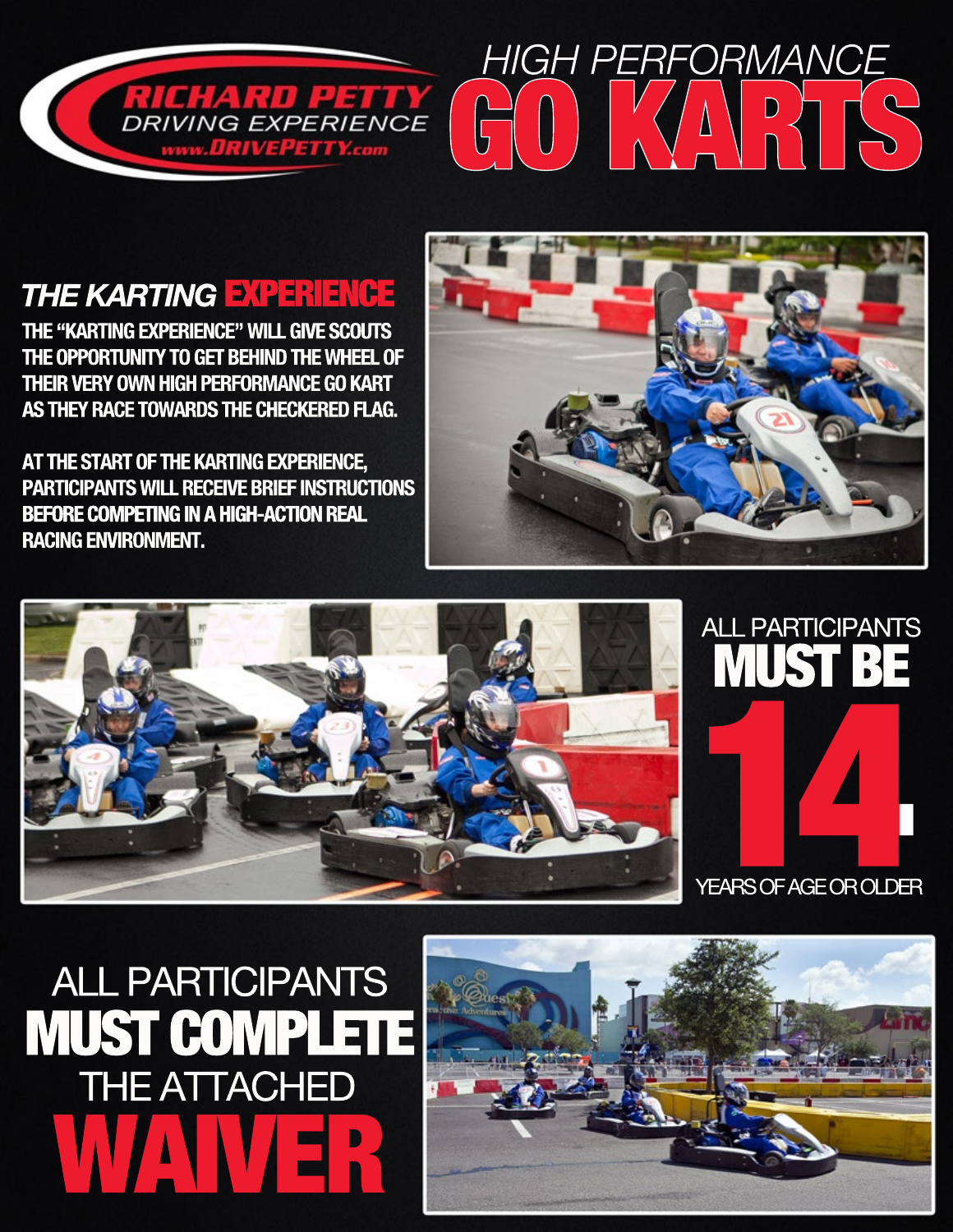RICHARD PETTY DRIVING EXPERIENCE
www.DRIVEPETTY.com

# HIGH PERFORMANCE GO KARTS

## THE KARTING EXPERIENCE

THE "KARTING EXPERIENCE" WILL GIVE SCOUTS THE OPPORTUNITY TO GET BEHIND THE WHEEL OF THEIR VERY OWN HIGH PERFORMANCE GO KART AS THEY RACE TOWARDS THE CHECKERED FLAG.

AT THE START OF THE KARTING EXPERIENCE, PARTICIPANTS WILL RECEIVE BRIEF INSTRUCTIONS BEFORE COMPETING IN A HIGH-ACTION REAL RACING ENVIRONMENT.

ALL PARTICIPANTS **MUST BE 14** YEARS OF AGE OR OLDER

ALL PARTICIPANTS **MUST COMPLETE** THE ATTACHED **WAIVER**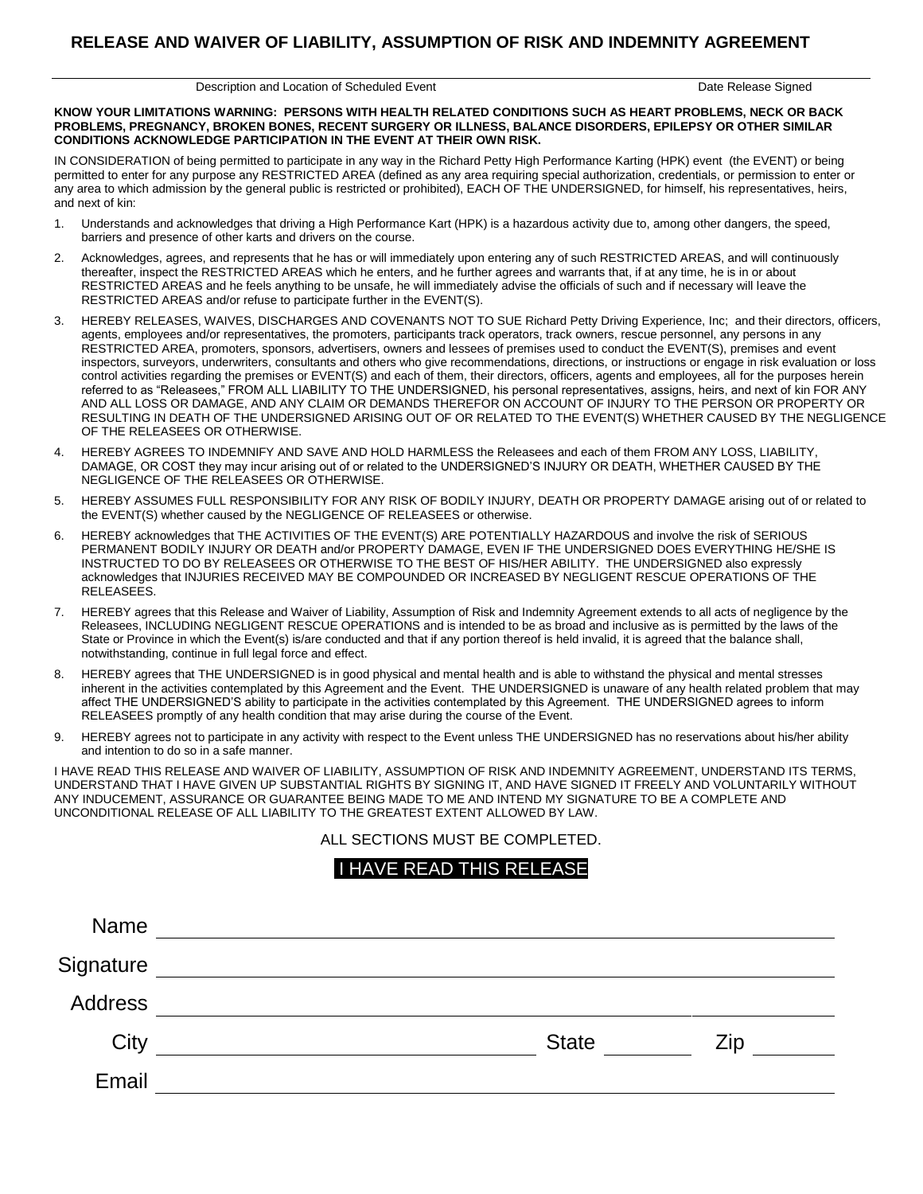# RELEASE AND WAIVER OF LIABILITY, ASSUMPTION OF RISK AND INDEMNITY AGREEMENT

Description and Location of Scheduled Event — Date Release Signed

**KNOW YOUR LIMITATIONS WARNING: PERSONS WITH HEALTH RELATED CONDITIONS SUCH AS HEART PROBLEMS, NECK OR BACK PROBLEMS, PREGNANCY, BROKEN BONES, RECENT SURGERY OR ILLNESS, BALANCE DISORDERS, EPILEPSY OR OTHER SIMILAR CONDITIONS ACKNOWLEDGE PARTICIPATION IN THE EVENT AT THEIR OWN RISK.**

IN CONSIDERATION of being permitted to participate in any way in the Richard Petty High Performance Karting (HPK) event (the EVENT) or being permitted to enter for any purpose any RESTRICTED AREA (defined as any area requiring special authorization, credentials, or permission to enter or any area to which admission by the general public is restricted or prohibited), EACH OF THE UNDERSIGNED, for himself, his representatives, heirs, and next of kin:

1. Understands and acknowledges that driving a High Performance Kart (HPK) is a hazardous activity due to, among other dangers, the speed, barriers and presence of other karts and drivers on the course.
2. Acknowledges, agrees, and represents that he has or will immediately upon entering any of such RESTRICTED AREAS, and will continuously thereafter, inspect the RESTRICTED AREAS which he enters, and he further agrees and warrants that, if at any time, he is in or about RESTRICTED AREAS and he feels anything to be unsafe, he will immediately advise the officials of such and if necessary will leave the RESTRICTED AREAS and/or refuse to participate further in the EVENT(S).
3. HEREBY RELEASES, WAIVES, DISCHARGES AND COVENANTS NOT TO SUE Richard Petty Driving Experience, Inc; and their directors, officers, agents, employees and/or representatives, the promoters, participants track operators, track owners, rescue personnel, any persons in any RESTRICTED AREA, promoters, sponsors, advertisers, owners and lessees of premises used to conduct the EVENT(S), premises and event inspectors, surveyors, underwriters, consultants and others who give recommendations, directions, or instructions or engage in risk evaluation or loss control activities regarding the premises or EVENT(S) and each of them, their directors, officers, agents and employees, all for the purposes herein referred to as "Releasees," FROM ALL LIABILITY TO THE UNDERSIGNED, his personal representatives, assigns, heirs, and next of kin FOR ANY AND ALL LOSS OR DAMAGE, AND ANY CLAIM OR DEMANDS THEREFOR ON ACCOUNT OF INJURY TO THE PERSON OR PROPERTY OR RESULTING IN DEATH OF THE UNDERSIGNED ARISING OUT OF OR RELATED TO THE EVENT(S) WHETHER CAUSED BY THE NEGLIGENCE OF THE RELEASEES OR OTHERWISE.
4. HEREBY AGREES TO INDEMNIFY AND SAVE AND HOLD HARMLESS the Releasees and each of them FROM ANY LOSS, LIABILITY, DAMAGE, OR COST they may incur arising out of or related to the UNDERSIGNED'S INJURY OR DEATH, WHETHER CAUSED BY THE NEGLIGENCE OF THE RELEASEES OR OTHERWISE.
5. HEREBY ASSUMES FULL RESPONSIBILITY FOR ANY RISK OF BODILY INJURY, DEATH OR PROPERTY DAMAGE arising out of or related to the EVENT(S) whether caused by the NEGLIGENCE OF RELEASEES or otherwise.
6. HEREBY acknowledges that THE ACTIVITIES OF THE EVENT(S) ARE POTENTIALLY HAZARDOUS and involve the risk of SERIOUS PERMANENT BODILY INJURY OR DEATH and/or PROPERTY DAMAGE, EVEN IF THE UNDERSIGNED DOES EVERYTHING HE/SHE IS INSTRUCTED TO DO BY RELEASEES OR OTHERWISE TO THE BEST OF HIS/HER ABILITY. THE UNDERSIGNED also expressly acknowledges that INJURIES RECEIVED MAY BE COMPOUNDED OR INCREASED BY NEGLIGENT RESCUE OPERATIONS OF THE RELEASEES.
7. HEREBY agrees that this Release and Waiver of Liability, Assumption of Risk and Indemnity Agreement extends to all acts of negligence by the Releasees, INCLUDING NEGLIGENT RESCUE OPERATIONS and is intended to be as broad and inclusive as is permitted by the laws of the State or Province in which the Event(s) is/are conducted and that if any portion thereof is held invalid, it is agreed that the balance shall, notwithstanding, continue in full legal force and effect.
8. HEREBY agrees that THE UNDERSIGNED is in good physical and mental health and is able to withstand the physical and mental stresses inherent in the activities contemplated by this Agreement and the Event. THE UNDERSIGNED is unaware of any health related problem that may affect THE UNDERSIGNED'S ability to participate in the activities contemplated by this Agreement. THE UNDERSIGNED agrees to inform RELEASEES promptly of any health condition that may arise during the course of the Event.
9. HEREBY agrees not to participate in any activity with respect to the Event unless THE UNDERSIGNED has no reservations about his/her ability and intention to do so in a safe manner.

I HAVE READ THIS RELEASE AND WAIVER OF LIABILITY, ASSUMPTION OF RISK AND INDEMNITY AGREEMENT, UNDERSTAND ITS TERMS, UNDERSTAND THAT I HAVE GIVEN UP SUBSTANTIAL RIGHTS BY SIGNING IT, AND HAVE SIGNED IT FREELY AND VOLUNTARILY WITHOUT ANY INDUCEMENT, ASSURANCE OR GUARANTEE BEING MADE TO ME AND INTEND MY SIGNATURE TO BE A COMPLETE AND UNCONDITIONAL RELEASE OF ALL LIABILITY TO THE GREATEST EXTENT ALLOWED BY LAW.

ALL SECTIONS MUST BE COMPLETED.

**I HAVE READ THIS RELEASE**

Name ______________________________

Signature ______________________________

Address ______________________________

City ____________________ State ________ Zip ________

Email ______________________________